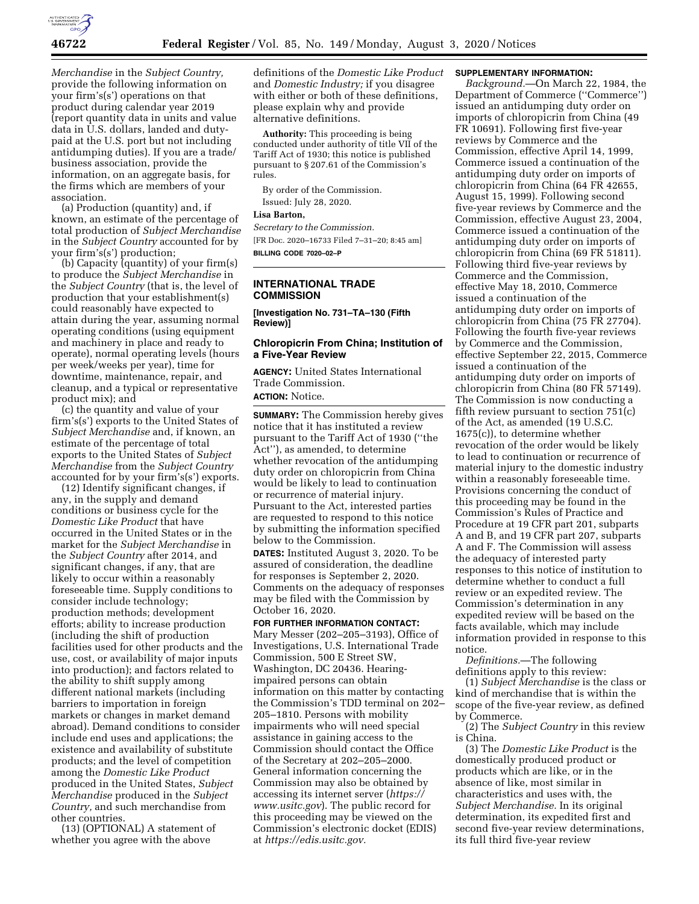*Merchandise* in the *Subject Country,* provide the following information on your firm's(s') operations on that product during calendar year 2019 (report quantity data in units and value data in U.S. dollars, landed and duty-paid at the U.S. port but not including antidumping duties). If you are a trade/business association, provide the information, on an aggregate basis, for the firms which are members of your association.

(a) Production (quantity) and, if known, an estimate of the percentage of total production of *Subject Merchandise* in the *Subject Country* accounted for by your firm's(s') production;

(b) Capacity (quantity) of your firm(s) to produce the *Subject Merchandise* in the *Subject Country* (that is, the level of production that your establishment(s) could reasonably have expected to attain during the year, assuming normal operating conditions (using equipment and machinery in place and ready to operate), normal operating levels (hours per week/weeks per year), time for downtime, maintenance, repair, and cleanup, and a typical or representative product mix); and

(c) the quantity and value of your firm's(s') exports to the United States of *Subject Merchandise* and, if known, an estimate of the percentage of total exports to the United States of *Subject Merchandise* from the *Subject Country* accounted for by your firm's(s') exports.

(12) Identify significant changes, if any, in the supply and demand conditions or business cycle for the *Domestic Like Product* that have occurred in the United States or in the market for the *Subject Merchandise* in the *Subject Country* after 2014, and significant changes, if any, that are likely to occur within a reasonably foreseeable time. Supply conditions to consider include technology; production methods; development efforts; ability to increase production (including the shift of production facilities used for other products and the use, cost, or availability of major inputs into production); and factors related to the ability to shift supply among different national markets (including barriers to importation in foreign markets or changes in market demand abroad). Demand conditions to consider include end uses and applications; the existence and availability of substitute products; and the level of competition among the *Domestic Like Product* produced in the United States, *Subject Merchandise* produced in the *Subject Country,* and such merchandise from other countries.

(13) (OPTIONAL) A statement of whether you agree with the above definitions of the *Domestic Like Product* and *Domestic Industry;* if you disagree with either or both of these definitions, please explain why and provide alternative definitions.

**Authority:** This proceeding is being conducted under authority of title VII of the Tariff Act of 1930; this notice is published pursuant to § 207.61 of the Commission's rules.

By order of the Commission.

Issued: July 28, 2020.

**Lisa Barton,**

*Secretary to the Commission.*

[FR Doc. 2020–16733 Filed 7–31–20; 8:45 am]

**BILLING CODE 7020–02–P**

## INTERNATIONAL TRADE COMMISSION

**[Investigation No. 731–TA–130 (Fifth Review)]**

## Chloropicrin From China; Institution of a Five-Year Review

**AGENCY:** United States International Trade Commission.

**ACTION:** Notice.

**SUMMARY:** The Commission hereby gives notice that it has instituted a review pursuant to the Tariff Act of 1930 (''the Act''), as amended, to determine whether revocation of the antidumping duty order on chloropicrin from China would be likely to lead to continuation or recurrence of material injury. Pursuant to the Act, interested parties are requested to respond to this notice by submitting the information specified below to the Commission.

**DATES:** Instituted August 3, 2020. To be assured of consideration, the deadline for responses is September 2, 2020. Comments on the adequacy of responses may be filed with the Commission by October 16, 2020.

**FOR FURTHER INFORMATION CONTACT:** Mary Messer (202–205–3193), Office of Investigations, U.S. International Trade Commission, 500 E Street SW, Washington, DC 20436. Hearing-impaired persons can obtain information on this matter by contacting the Commission's TDD terminal on 202–205–1810. Persons with mobility impairments who will need special assistance in gaining access to the Commission should contact the Office of the Secretary at 202–205–2000. General information concerning the Commission may also be obtained by accessing its internet server (*https://www.usitc.gov*). The public record for this proceeding may be viewed on the Commission's electronic docket (EDIS) at *https://edis.usitc.gov.*

**SUPPLEMENTARY INFORMATION:**

*Background.*—On March 22, 1984, the Department of Commerce (''Commerce'') issued an antidumping duty order on imports of chloropicrin from China (49 FR 10691). Following first five-year reviews by Commerce and the Commission, effective April 14, 1999, Commerce issued a continuation of the antidumping duty order on imports of chloropicrin from China (64 FR 42655, August 15, 1999). Following second five-year reviews by Commerce and the Commission, effective August 23, 2004, Commerce issued a continuation of the antidumping duty order on imports of chloropicrin from China (69 FR 51811). Following third five-year reviews by Commerce and the Commission, effective May 18, 2010, Commerce issued a continuation of the antidumping duty order on imports of chloropicrin from China (75 FR 27704). Following the fourth five-year reviews by Commerce and the Commission, effective September 22, 2015, Commerce issued a continuation of the antidumping duty order on imports of chloropicrin from China (80 FR 57149). The Commission is now conducting a fifth review pursuant to section 751(c) of the Act, as amended (19 U.S.C. 1675(c)), to determine whether revocation of the order would be likely to lead to continuation or recurrence of material injury to the domestic industry within a reasonably foreseeable time. Provisions concerning the conduct of this proceeding may be found in the Commission's Rules of Practice and Procedure at 19 CFR part 201, subparts A and B, and 19 CFR part 207, subparts A and F. The Commission will assess the adequacy of interested party responses to this notice of institution to determine whether to conduct a full review or an expedited review. The Commission's determination in any expedited review will be based on the facts available, which may include information provided in response to this notice.

*Definitions.*—The following definitions apply to this review:

(1) *Subject Merchandise* is the class or kind of merchandise that is within the scope of the five-year review, as defined by Commerce.

(2) The *Subject Country* in this review is China.

(3) The *Domestic Like Product* is the domestically produced product or products which are like, or in the absence of like, most similar in characteristics and uses with, the *Subject Merchandise.* In its original determination, its expedited first and second five-year review determinations, its full third five-year review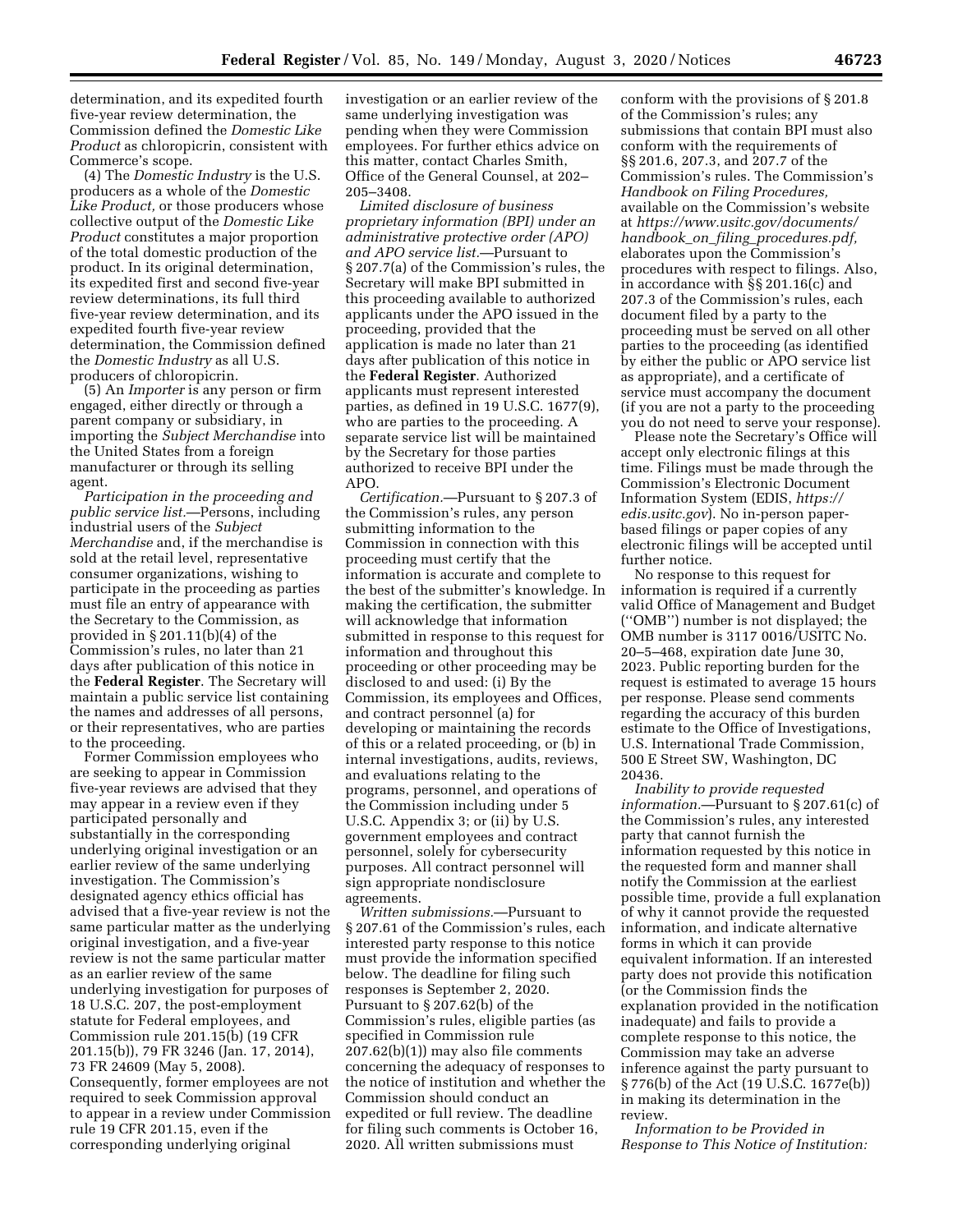determination, and its expedited fourth five-year review determination, the Commission defined the *Domestic Like Product* as chloropicrin, consistent with Commerce's scope.

(4) The *Domestic Industry* is the U.S. producers as a whole of the *Domestic Like Product,* or those producers whose collective output of the *Domestic Like Product* constitutes a major proportion of the total domestic production of the product. In its original determination, its expedited first and second five-year review determinations, its full third five-year review determination, and its expedited fourth five-year review determination, the Commission defined the *Domestic Industry* as all U.S. producers of chloropicrin.

(5) An *Importer* is any person or firm engaged, either directly or through a parent company or subsidiary, in importing the *Subject Merchandise* into the United States from a foreign manufacturer or through its selling agent.

*Participation in the proceeding and public service list.*—Persons, including industrial users of the *Subject Merchandise* and, if the merchandise is sold at the retail level, representative consumer organizations, wishing to participate in the proceeding as parties must file an entry of appearance with the Secretary to the Commission, as provided in § 201.11(b)(4) of the Commission's rules, no later than 21 days after publication of this notice in the **Federal Register**. The Secretary will maintain a public service list containing the names and addresses of all persons, or their representatives, who are parties to the proceeding.

Former Commission employees who are seeking to appear in Commission five-year reviews are advised that they may appear in a review even if they participated personally and substantially in the corresponding underlying original investigation or an earlier review of the same underlying investigation. The Commission's designated agency ethics official has advised that a five-year review is not the same particular matter as the underlying original investigation, and a five-year review is not the same particular matter as an earlier review of the same underlying investigation for purposes of 18 U.S.C. 207, the post-employment statute for Federal employees, and Commission rule 201.15(b) (19 CFR 201.15(b)), 79 FR 3246 (Jan. 17, 2014), 73 FR 24609 (May 5, 2008). Consequently, former employees are not required to seek Commission approval to appear in a review under Commission rule 19 CFR 201.15, even if the corresponding underlying original investigation or an earlier review of the same underlying investigation was pending when they were Commission employees. For further ethics advice on this matter, contact Charles Smith, Office of the General Counsel, at 202–205–3408.

*Limited disclosure of business proprietary information (BPI) under an administrative protective order (APO) and APO service list.*—Pursuant to § 207.7(a) of the Commission's rules, the Secretary will make BPI submitted in this proceeding available to authorized applicants under the APO issued in the proceeding, provided that the application is made no later than 21 days after publication of this notice in the **Federal Register**. Authorized applicants must represent interested parties, as defined in 19 U.S.C. 1677(9), who are parties to the proceeding. A separate service list will be maintained by the Secretary for those parties authorized to receive BPI under the APO.

*Certification.*—Pursuant to § 207.3 of the Commission's rules, any person submitting information to the Commission in connection with this proceeding must certify that the information is accurate and complete to the best of the submitter's knowledge. In making the certification, the submitter will acknowledge that information submitted in response to this request for information and throughout this proceeding or other proceeding may be disclosed to and used: (i) By the Commission, its employees and Offices, and contract personnel (a) for developing or maintaining the records of this or a related proceeding, or (b) in internal investigations, audits, reviews, and evaluations relating to the programs, personnel, and operations of the Commission including under 5 U.S.C. Appendix 3; or (ii) by U.S. government employees and contract personnel, solely for cybersecurity purposes. All contract personnel will sign appropriate nondisclosure agreements.

*Written submissions.*—Pursuant to § 207.61 of the Commission's rules, each interested party response to this notice must provide the information specified below. The deadline for filing such responses is September 2, 2020. Pursuant to § 207.62(b) of the Commission's rules, eligible parties (as specified in Commission rule 207.62(b)(1)) may also file comments concerning the adequacy of responses to the notice of institution and whether the Commission should conduct an expedited or full review. The deadline for filing such comments is October 16, 2020. All written submissions must conform with the provisions of § 201.8 of the Commission's rules; any submissions that contain BPI must also conform with the requirements of §§ 201.6, 207.3, and 207.7 of the Commission's rules. The Commission's *Handbook on Filing Procedures,* available on the Commission's website at *https://www.usitc.gov/documents/handbook_on_filing_procedures.pdf,* elaborates upon the Commission's procedures with respect to filings. Also, in accordance with §§ 201.16(c) and 207.3 of the Commission's rules, each document filed by a party to the proceeding must be served on all other parties to the proceeding (as identified by either the public or APO service list as appropriate), and a certificate of service must accompany the document (if you are not a party to the proceeding you do not need to serve your response).

Please note the Secretary's Office will accept only electronic filings at this time. Filings must be made through the Commission's Electronic Document Information System (EDIS, *https://edis.usitc.gov*). No in-person paper-based filings or paper copies of any electronic filings will be accepted until further notice.

No response to this request for information is required if a currently valid Office of Management and Budget (''OMB'') number is not displayed; the OMB number is 3117 0016/USITC No. 20–5–468, expiration date June 30, 2023. Public reporting burden for the request is estimated to average 15 hours per response. Please send comments regarding the accuracy of this burden estimate to the Office of Investigations, U.S. International Trade Commission, 500 E Street SW, Washington, DC 20436.

*Inability to provide requested information.*—Pursuant to § 207.61(c) of the Commission's rules, any interested party that cannot furnish the information requested by this notice in the requested form and manner shall notify the Commission at the earliest possible time, provide a full explanation of why it cannot provide the requested information, and indicate alternative forms in which it can provide equivalent information. If an interested party does not provide this notification (or the Commission finds the explanation provided in the notification inadequate) and fails to provide a complete response to this notice, the Commission may take an adverse inference against the party pursuant to § 776(b) of the Act (19 U.S.C. 1677e(b)) in making its determination in the review.

*Information to be Provided in Response to This Notice of Institution:*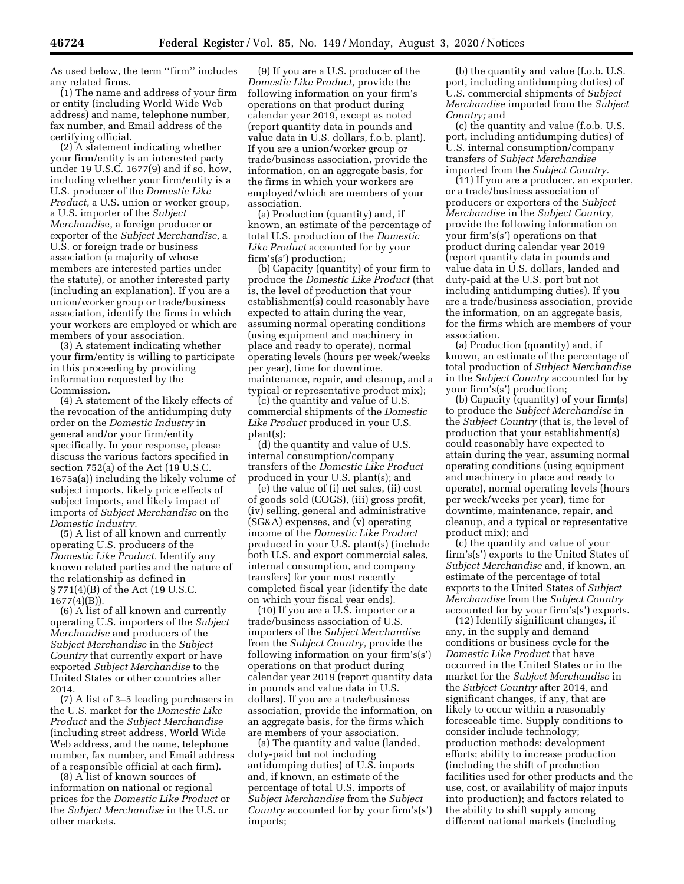As used below, the term ''firm'' includes any related firms.

(1) The name and address of your firm or entity (including World Wide Web address) and name, telephone number, fax number, and Email address of the certifying official.

(2) A statement indicating whether your firm/entity is an interested party under 19 U.S.C. 1677(9) and if so, how, including whether your firm/entity is a U.S. producer of the *Domestic Like Product,* a U.S. union or worker group, a U.S. importer of the *Subject Merchandis*e, a foreign producer or exporter of the *Subject Merchandise,* a U.S. or foreign trade or business association (a majority of whose members are interested parties under the statute), or another interested party (including an explanation). If you are a union/worker group or trade/business association, identify the firms in which your workers are employed or which are members of your association.

(3) A statement indicating whether your firm/entity is willing to participate in this proceeding by providing information requested by the Commission.

(4) A statement of the likely effects of the revocation of the antidumping duty order on the *Domestic Industry* in general and/or your firm/entity specifically. In your response, please discuss the various factors specified in section 752(a) of the Act (19 U.S.C. 1675a(a)) including the likely volume of subject imports, likely price effects of subject imports, and likely impact of imports of *Subject Merchandise* on the *Domestic Industry.*

(5) A list of all known and currently operating U.S. producers of the *Domestic Like Product.* Identify any known related parties and the nature of the relationship as defined in § 771(4)(B) of the Act (19 U.S.C. 1677(4)(B)).

(6) A list of all known and currently operating U.S. importers of the *Subject Merchandise* and producers of the *Subject Merchandise* in the *Subject Country* that currently export or have exported *Subject Merchandise* to the United States or other countries after 2014.

(7) A list of 3–5 leading purchasers in the U.S. market for the *Domestic Like Product* and the *Subject Merchandise* (including street address, World Wide Web address, and the name, telephone number, fax number, and Email address of a responsible official at each firm).

(8) A list of known sources of information on national or regional prices for the *Domestic Like Product* or the *Subject Merchandise* in the U.S. or other markets.

(9) If you are a U.S. producer of the *Domestic Like Product,* provide the following information on your firm's operations on that product during calendar year 2019, except as noted (report quantity data in pounds and value data in U.S. dollars, f.o.b. plant). If you are a union/worker group or trade/business association, provide the information, on an aggregate basis, for the firms in which your workers are employed/which are members of your association.

(a) Production (quantity) and, if known, an estimate of the percentage of total U.S. production of the *Domestic Like Product* accounted for by your firm's(s') production;

(b) Capacity (quantity) of your firm to produce the *Domestic Like Product* (that is, the level of production that your establishment(s) could reasonably have expected to attain during the year, assuming normal operating conditions (using equipment and machinery in place and ready to operate), normal operating levels (hours per week/weeks per year), time for downtime, maintenance, repair, and cleanup, and a typical or representative product mix);

(c) the quantity and value of U.S. commercial shipments of the *Domestic Like Product* produced in your U.S. plant(s);

(d) the quantity and value of U.S. internal consumption/company transfers of the *Domestic Like Product* produced in your U.S. plant(s); and

(e) the value of (i) net sales, (ii) cost of goods sold (COGS), (iii) gross profit, (iv) selling, general and administrative (SG&A) expenses, and (v) operating income of the *Domestic Like Product* produced in your U.S. plant(s) (include both U.S. and export commercial sales, internal consumption, and company transfers) for your most recently completed fiscal year (identify the date on which your fiscal year ends).

(10) If you are a U.S. importer or a trade/business association of U.S. importers of the *Subject Merchandise* from the *Subject Country,* provide the following information on your firm's(s') operations on that product during calendar year 2019 (report quantity data in pounds and value data in U.S. dollars). If you are a trade/business association, provide the information, on an aggregate basis, for the firms which are members of your association.

(a) The quantity and value (landed, duty-paid but not including antidumping duties) of U.S. imports and, if known, an estimate of the percentage of total U.S. imports of *Subject Merchandise* from the *Subject Country* accounted for by your firm's(s') imports;

(b) the quantity and value (f.o.b. U.S. port, including antidumping duties) of U.S. commercial shipments of *Subject Merchandise* imported from the *Subject Country;* and

(c) the quantity and value (f.o.b. U.S. port, including antidumping duties) of U.S. internal consumption/company transfers of *Subject Merchandise* imported from the *Subject Country.*

(11) If you are a producer, an exporter, or a trade/business association of producers or exporters of the *Subject Merchandise* in the *Subject Country,* provide the following information on your firm's(s') operations on that product during calendar year 2019 (report quantity data in pounds and value data in U.S. dollars, landed and duty-paid at the U.S. port but not including antidumping duties). If you are a trade/business association, provide the information, on an aggregate basis, for the firms which are members of your association.

(a) Production (quantity) and, if known, an estimate of the percentage of total production of *Subject Merchandise* in the *Subject Country* accounted for by your firm's(s') production;

(b) Capacity (quantity) of your firm(s) to produce the *Subject Merchandise* in the *Subject Country* (that is, the level of production that your establishment(s) could reasonably have expected to attain during the year, assuming normal operating conditions (using equipment and machinery in place and ready to operate), normal operating levels (hours per week/weeks per year), time for downtime, maintenance, repair, and cleanup, and a typical or representative product mix); and

(c) the quantity and value of your firm's(s') exports to the United States of *Subject Merchandise* and, if known, an estimate of the percentage of total exports to the United States of *Subject Merchandise* from the *Subject Country* accounted for by your firm's(s') exports.

(12) Identify significant changes, if any, in the supply and demand conditions or business cycle for the *Domestic Like Product* that have occurred in the United States or in the market for the *Subject Merchandise* in the *Subject Country* after 2014, and significant changes, if any, that are likely to occur within a reasonably foreseeable time. Supply conditions to consider include technology; production methods; development efforts; ability to increase production (including the shift of production facilities used for other products and the use, cost, or availability of major inputs into production); and factors related to the ability to shift supply among different national markets (including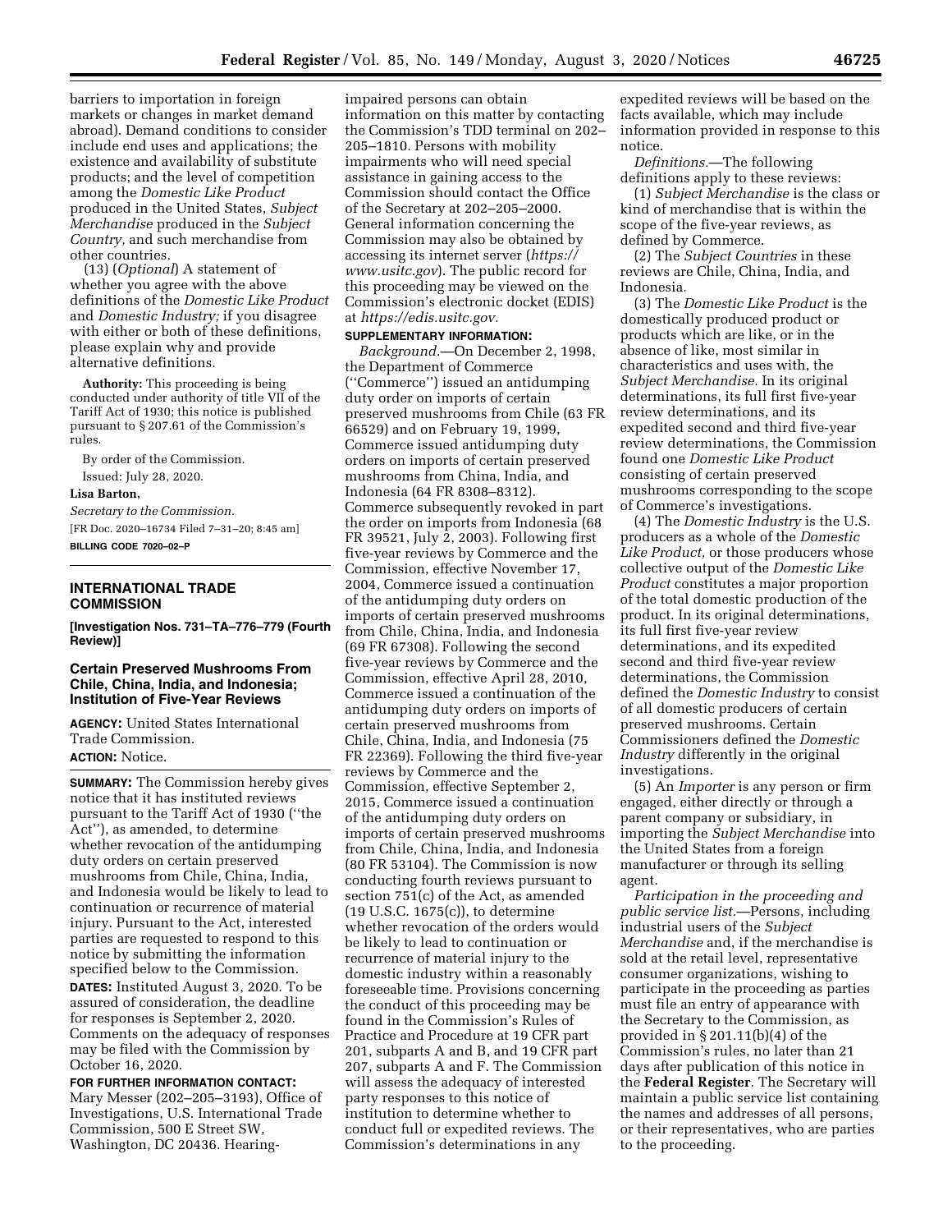barriers to importation in foreign markets or changes in market demand abroad). Demand conditions to consider include end uses and applications; the existence and availability of substitute products; and the level of competition among the *Domestic Like Product* produced in the United States, *Subject Merchandise* produced in the *Subject Country,* and such merchandise from other countries.

(13) (*Optional*) A statement of whether you agree with the above definitions of the *Domestic Like Product* and *Domestic Industry;* if you disagree with either or both of these definitions, please explain why and provide alternative definitions.

**Authority:** This proceeding is being conducted under authority of title VII of the Tariff Act of 1930; this notice is published pursuant to § 207.61 of the Commission's rules.

By order of the Commission.

Issued: July 28, 2020.

**Lisa Barton,**

*Secretary to the Commission.*

[FR Doc. 2020–16734 Filed 7–31–20; 8:45 am]

**BILLING CODE 7020–02–P**

## INTERNATIONAL TRADE COMMISSION

**[Investigation Nos. 731–TA–776–779 (Fourth Review)]**

### Certain Preserved Mushrooms From Chile, China, India, and Indonesia; Institution of Five-Year Reviews

**AGENCY:** United States International Trade Commission.

**ACTION:** Notice.

**SUMMARY:** The Commission hereby gives notice that it has instituted reviews pursuant to the Tariff Act of 1930 (''the Act''), as amended, to determine whether revocation of the antidumping duty orders on certain preserved mushrooms from Chile, China, India, and Indonesia would be likely to lead to continuation or recurrence of material injury. Pursuant to the Act, interested parties are requested to respond to this notice by submitting the information specified below to the Commission.

**DATES:** Instituted August 3, 2020. To be assured of consideration, the deadline for responses is September 2, 2020. Comments on the adequacy of responses may be filed with the Commission by October 16, 2020.

**FOR FURTHER INFORMATION CONTACT:** Mary Messer (202–205–3193), Office of Investigations, U.S. International Trade Commission, 500 E Street SW, Washington, DC 20436. Hearing-impaired persons can obtain information on this matter by contacting the Commission's TDD terminal on 202–205–1810. Persons with mobility impairments who will need special assistance in gaining access to the Commission should contact the Office of the Secretary at 202–205–2000. General information concerning the Commission may also be obtained by accessing its internet server (*https://www.usitc.gov*). The public record for this proceeding may be viewed on the Commission's electronic docket (EDIS) at *https://edis.usitc.gov.*

**SUPPLEMENTARY INFORMATION:**

*Background.*—On December 2, 1998, the Department of Commerce (''Commerce'') issued an antidumping duty order on imports of certain preserved mushrooms from Chile (63 FR 66529) and on February 19, 1999, Commerce issued antidumping duty orders on imports of certain preserved mushrooms from China, India, and Indonesia (64 FR 8308–8312). Commerce subsequently revoked in part the order on imports from Indonesia (68 FR 39521, July 2, 2003). Following first five-year reviews by Commerce and the Commission, effective November 17, 2004, Commerce issued a continuation of the antidumping duty orders on imports of certain preserved mushrooms from Chile, China, India, and Indonesia (69 FR 67308). Following the second five-year reviews by Commerce and the Commission, effective April 28, 2010, Commerce issued a continuation of the antidumping duty orders on imports of certain preserved mushrooms from Chile, China, India, and Indonesia (75 FR 22369). Following the third five-year reviews by Commerce and the Commission, effective September 2, 2015, Commerce issued a continuation of the antidumping duty orders on imports of certain preserved mushrooms from Chile, China, India, and Indonesia (80 FR 53104). The Commission is now conducting fourth reviews pursuant to section 751(c) of the Act, as amended (19 U.S.C. 1675(c)), to determine whether revocation of the orders would be likely to lead to continuation or recurrence of material injury to the domestic industry within a reasonably foreseeable time. Provisions concerning the conduct of this proceeding may be found in the Commission's Rules of Practice and Procedure at 19 CFR part 201, subparts A and B, and 19 CFR part 207, subparts A and F. The Commission will assess the adequacy of interested party responses to this notice of institution to determine whether to conduct full or expedited reviews. The Commission's determinations in any expedited reviews will be based on the facts available, which may include information provided in response to this notice.

*Definitions.*—The following definitions apply to these reviews:

(1) *Subject Merchandise* is the class or kind of merchandise that is within the scope of the five-year reviews, as defined by Commerce.

(2) The *Subject Countries* in these reviews are Chile, China, India, and Indonesia.

(3) The *Domestic Like Product* is the domestically produced product or products which are like, or in the absence of like, most similar in characteristics and uses with, the *Subject Merchandise.* In its original determinations, its full first five-year review determinations, and its expedited second and third five-year review determinations, the Commission found one *Domestic Like Product* consisting of certain preserved mushrooms corresponding to the scope of Commerce's investigations.

(4) The *Domestic Industry* is the U.S. producers as a whole of the *Domestic Like Product,* or those producers whose collective output of the *Domestic Like Product* constitutes a major proportion of the total domestic production of the product. In its original determinations, its full first five-year review determinations, and its expedited second and third five-year review determinations, the Commission defined the *Domestic Industry* to consist of all domestic producers of certain preserved mushrooms. Certain Commissioners defined the *Domestic Industry* differently in the original investigations.

(5) An *Importer* is any person or firm engaged, either directly or through a parent company or subsidiary, in importing the *Subject Merchandise* into the United States from a foreign manufacturer or through its selling agent.

*Participation in the proceeding and public service list.*—Persons, including industrial users of the *Subject Merchandise* and, if the merchandise is sold at the retail level, representative consumer organizations, wishing to participate in the proceeding as parties must file an entry of appearance with the Secretary to the Commission, as provided in § 201.11(b)(4) of the Commission's rules, no later than 21 days after publication of this notice in the **Federal Register**. The Secretary will maintain a public service list containing the names and addresses of all persons, or their representatives, who are parties to the proceeding.